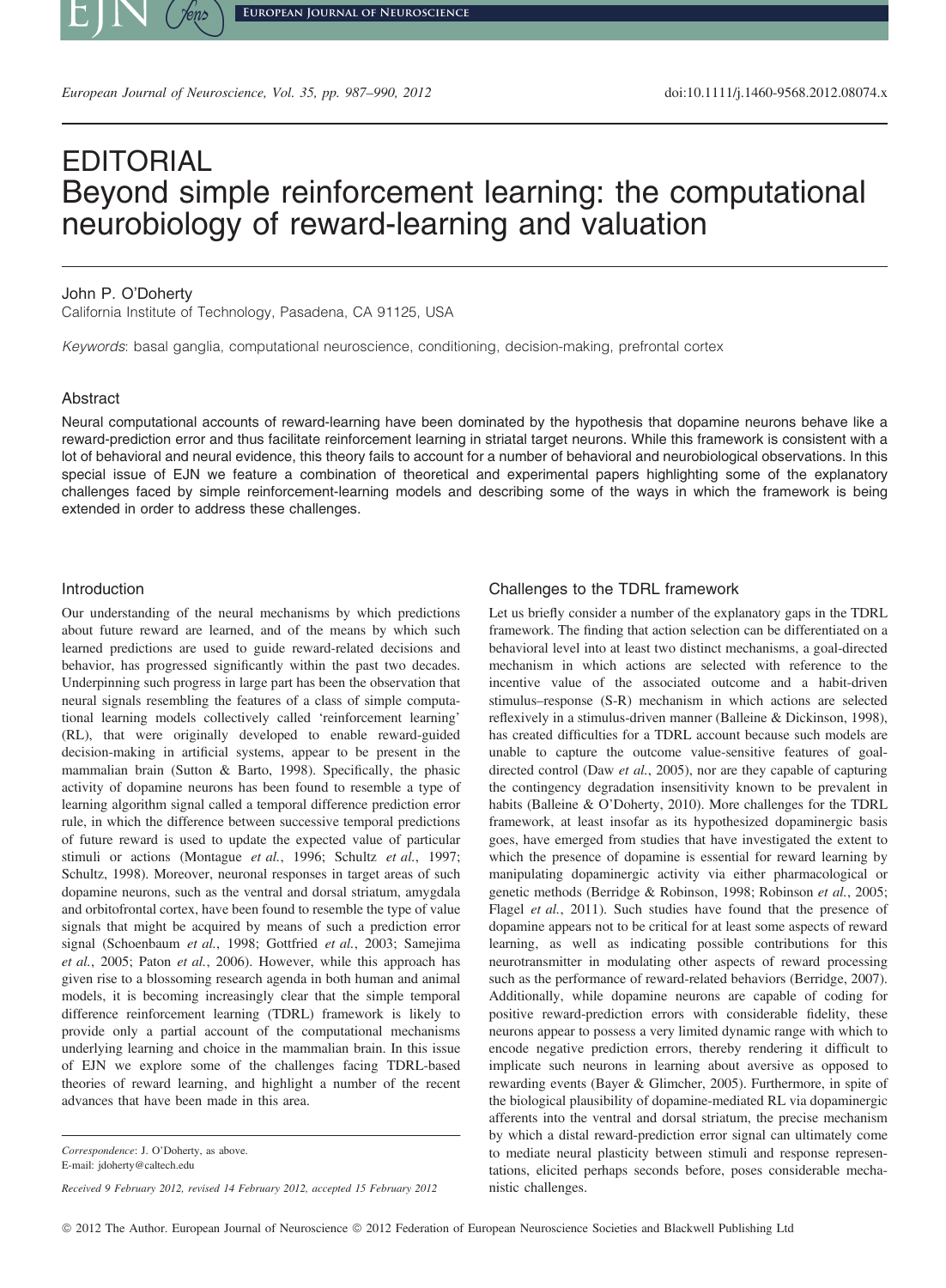# EDITORIAL
# Beyond simple reinforcement learning: the computational neurobiology of reward-learning and valuation

John P. O'Doherty

California Institute of Technology, Pasadena, CA 91125, USA

*Keywords*: basal ganglia, computational neuroscience, conditioning, decision-making, prefrontal cortex

## Abstract

Neural computational accounts of reward-learning have been dominated by the hypothesis that dopamine neurons behave like a reward-prediction error and thus facilitate reinforcement learning in striatal target neurons. While this framework is consistent with a lot of behavioral and neural evidence, this theory fails to account for a number of behavioral and neurobiological observations. In this special issue of EJN we feature a combination of theoretical and experimental papers highlighting some of the explanatory challenges faced by simple reinforcement-learning models and describing some of the ways in which the framework is being extended in order to address these challenges.

## Introduction

Our understanding of the neural mechanisms by which predictions about future reward are learned, and of the means by which such learned predictions are used to guide reward-related decisions and behavior, has progressed significantly within the past two decades. Underpinning such progress in large part has been the observation that neural signals resembling the features of a class of simple computational learning models collectively called 'reinforcement learning' (RL), that were originally developed to enable reward-guided decision-making in artificial systems, appear to be present in the mammalian brain (Sutton & Barto, 1998). Specifically, the phasic activity of dopamine neurons has been found to resemble a type of learning algorithm signal called a temporal difference prediction error rule, in which the difference between successive temporal predictions of future reward is used to update the expected value of particular stimuli or actions (Montague *et al.*, 1996; Schultz *et al.*, 1997; Schultz, 1998). Moreover, neuronal responses in target areas of such dopamine neurons, such as the ventral and dorsal striatum, amygdala and orbitofrontal cortex, have been found to resemble the type of value signals that might be acquired by means of such a prediction error signal (Schoenbaum *et al.*, 1998; Gottfried *et al.*, 2003; Samejima *et al.*, 2005; Paton *et al.*, 2006). However, while this approach has given rise to a blossoming research agenda in both human and animal models, it is becoming increasingly clear that the simple temporal difference reinforcement learning (TDRL) framework is likely to provide only a partial account of the computational mechanisms underlying learning and choice in the mammalian brain. In this issue of EJN we explore some of the challenges facing TDRL-based theories of reward learning, and highlight a number of the recent advances that have been made in this area.

*Correspondence*: J. O'Doherty, as above.
E-mail: jdoherty@caltech.edu

*Received 9 February 2012, revised 14 February 2012, accepted 15 February 2012*

## Challenges to the TDRL framework

Let us briefly consider a number of the explanatory gaps in the TDRL framework. The finding that action selection can be differentiated on a behavioral level into at least two distinct mechanisms, a goal-directed mechanism in which actions are selected with reference to the incentive value of the associated outcome and a habit-driven stimulus–response (S-R) mechanism in which actions are selected reflexively in a stimulus-driven manner (Balleine & Dickinson, 1998), has created difficulties for a TDRL account because such models are unable to capture the outcome value-sensitive features of goal-directed control (Daw *et al.*, 2005), nor are they capable of capturing the contingency degradation insensitivity known to be prevalent in habits (Balleine & O'Doherty, 2010). More challenges for the TDRL framework, at least insofar as its hypothesized dopaminergic basis goes, have emerged from studies that have investigated the extent to which the presence of dopamine is essential for reward learning by manipulating dopaminergic activity via either pharmacological or genetic methods (Berridge & Robinson, 1998; Robinson *et al.*, 2005; Flagel *et al.*, 2011). Such studies have found that the presence of dopamine appears not to be critical for at least some aspects of reward learning, as well as indicating possible contributions for this neurotransmitter in modulating other aspects of reward processing such as the performance of reward-related behaviors (Berridge, 2007). Additionally, while dopamine neurons are capable of coding for positive reward-prediction errors with considerable fidelity, these neurons appear to possess a very limited dynamic range with which to encode negative prediction errors, thereby rendering it difficult to implicate such neurons in learning about aversive as opposed to rewarding events (Bayer & Glimcher, 2005). Furthermore, in spite of the biological plausibility of dopamine-mediated RL via dopaminergic afferents into the ventral and dorsal striatum, the precise mechanism by which a distal reward-prediction error signal can ultimately come to mediate neural plasticity between stimuli and response representations, elicited perhaps seconds before, poses considerable mechanistic challenges.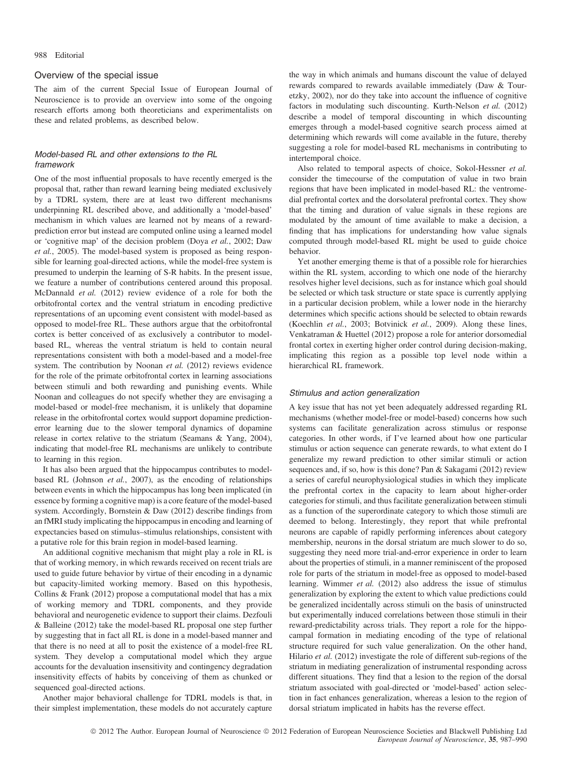## Overview of the special issue

The aim of the current Special Issue of European Journal of Neuroscience is to provide an overview into some of the ongoing research efforts among both theoreticians and experimentalists on these and related problems, as described below.

### *Model-based RL and other extensions to the RL framework*

One of the most influential proposals to have recently emerged is the proposal that, rather than reward learning being mediated exclusively by a TDRL system, there are at least two different mechanisms underpinning RL described above, and additionally a 'model-based' mechanism in which values are learned not by means of a reward-prediction error but instead are computed online using a learned model or 'cognitive map' of the decision problem (Doya *et al.*, 2002; Daw *et al.*, 2005). The model-based system is proposed as being responsible for learning goal-directed actions, while the model-free system is presumed to underpin the learning of S-R habits. In the present issue, we feature a number of contributions centered around this proposal. McDannald *et al.* (2012) review evidence of a role for both the orbitofrontal cortex and the ventral striatum in encoding predictive representations of an upcoming event consistent with model-based as opposed to model-free RL. These authors argue that the orbitofrontal cortex is better conceived of as exclusively a contributor to model-based RL, whereas the ventral striatum is held to contain neural representations consistent with both a model-based and a model-free system. The contribution by Noonan *et al.* (2012) reviews evidence for the role of the primate orbitofrontal cortex in learning associations between stimuli and both rewarding and punishing events. While Noonan and colleagues do not specify whether they are envisaging a model-based or model-free mechanism, it is unlikely that dopamine release in the orbitofrontal cortex would support dopamine prediction-error learning due to the slower temporal dynamics of dopamine release in cortex relative to the striatum (Seamans & Yang, 2004), indicating that model-free RL mechanisms are unlikely to contribute to learning in this region.

It has also been argued that the hippocampus contributes to model-based RL (Johnson *et al.*, 2007), as the encoding of relationships between events in which the hippocampus has long been implicated (in essence by forming a cognitive map) is a core feature of the model-based system. Accordingly, Bornstein & Daw (2012) describe findings from an fMRI study implicating the hippocampus in encoding and learning of expectancies based on stimulus–stimulus relationships, consistent with a putative role for this brain region in model-based learning.

An additional cognitive mechanism that might play a role in RL is that of working memory, in which rewards received on recent trials are used to guide future behavior by virtue of their encoding in a dynamic but capacity-limited working memory. Based on this hypothesis, Collins & Frank (2012) propose a computational model that has a mix of working memory and TDRL components, and they provide behavioral and neurogenetic evidence to support their claims. Dezfouli & Balleine (2012) take the model-based RL proposal one step further by suggesting that in fact all RL is done in a model-based manner and that there is no need at all to posit the existence of a model-free RL system. They develop a computational model which they argue accounts for the devaluation insensitivity and contingency degradation insensitivity effects of habits by conceiving of them as chunked or sequenced goal-directed actions.

Another major behavioral challenge for TDRL models is that, in their simplest implementation, these models do not accurately capture the way in which animals and humans discount the value of delayed rewards compared to rewards available immediately (Daw & Touretzky, 2002), nor do they take into account the influence of cognitive factors in modulating such discounting. Kurth-Nelson *et al.* (2012) describe a model of temporal discounting in which discounting emerges through a model-based cognitive search process aimed at determining which rewards will come available in the future, thereby suggesting a role for model-based RL mechanisms in contributing to intertemporal choice.

Also related to temporal aspects of choice, Sokol-Hessner *et al.* consider the timecourse of the computation of value in two brain regions that have been implicated in model-based RL: the ventromedial prefrontal cortex and the dorsolateral prefrontal cortex. They show that the timing and duration of value signals in these regions are modulated by the amount of time available to make a decision, a finding that has implications for understanding how value signals computed through model-based RL might be used to guide choice behavior.

Yet another emerging theme is that of a possible role for hierarchies within the RL system, according to which one node of the hierarchy resolves higher level decisions, such as for instance which goal should be selected or which task structure or state space is currently applying in a particular decision problem, while a lower node in the hierarchy determines which specific actions should be selected to obtain rewards (Koechlin *et al.*, 2003; Botvinick *et al.*, 2009). Along these lines, Venkatraman & Huettel (2012) propose a role for anterior dorsomedial frontal cortex in exerting higher order control during decision-making, implicating this region as a possible top level node within a hierarchical RL framework.

### *Stimulus and action generalization*

A key issue that has not yet been adequately addressed regarding RL mechanisms (whether model-free or model-based) concerns how such systems can facilitate generalization across stimulus or response categories. In other words, if I've learned about how one particular stimulus or action sequence can generate rewards, to what extent do I generalize my reward prediction to other similar stimuli or action sequences and, if so, how is this done? Pan & Sakagami (2012) review a series of careful neurophysiological studies in which they implicate the prefrontal cortex in the capacity to learn about higher-order categories for stimuli, and thus facilitate generalization between stimuli as a function of the superordinate category to which those stimuli are deemed to belong. Interestingly, they report that while prefrontal neurons are capable of rapidly performing inferences about category membership, neurons in the dorsal striatum are much slower to do so, suggesting they need more trial-and-error experience in order to learn about the properties of stimuli, in a manner reminiscent of the proposed role for parts of the striatum in model-free as opposed to model-based learning. Wimmer *et al.* (2012) also address the issue of stimulus generalization by exploring the extent to which value predictions could be generalized incidentally across stimuli on the basis of uninstructed but experimentally induced correlations between those stimuli in their reward-predictability across trials. They report a role for the hippocampal formation in mediating encoding of the type of relational structure required for such value generalization. On the other hand, Hilario *et al.* (2012) investigate the role of different sub-regions of the striatum in mediating generalization of instrumental responding across different situations. They find that a lesion to the region of the dorsal striatum associated with goal-directed or 'model-based' action selection in fact enhances generalization, whereas a lesion to the region of dorsal striatum implicated in habits has the reverse effect.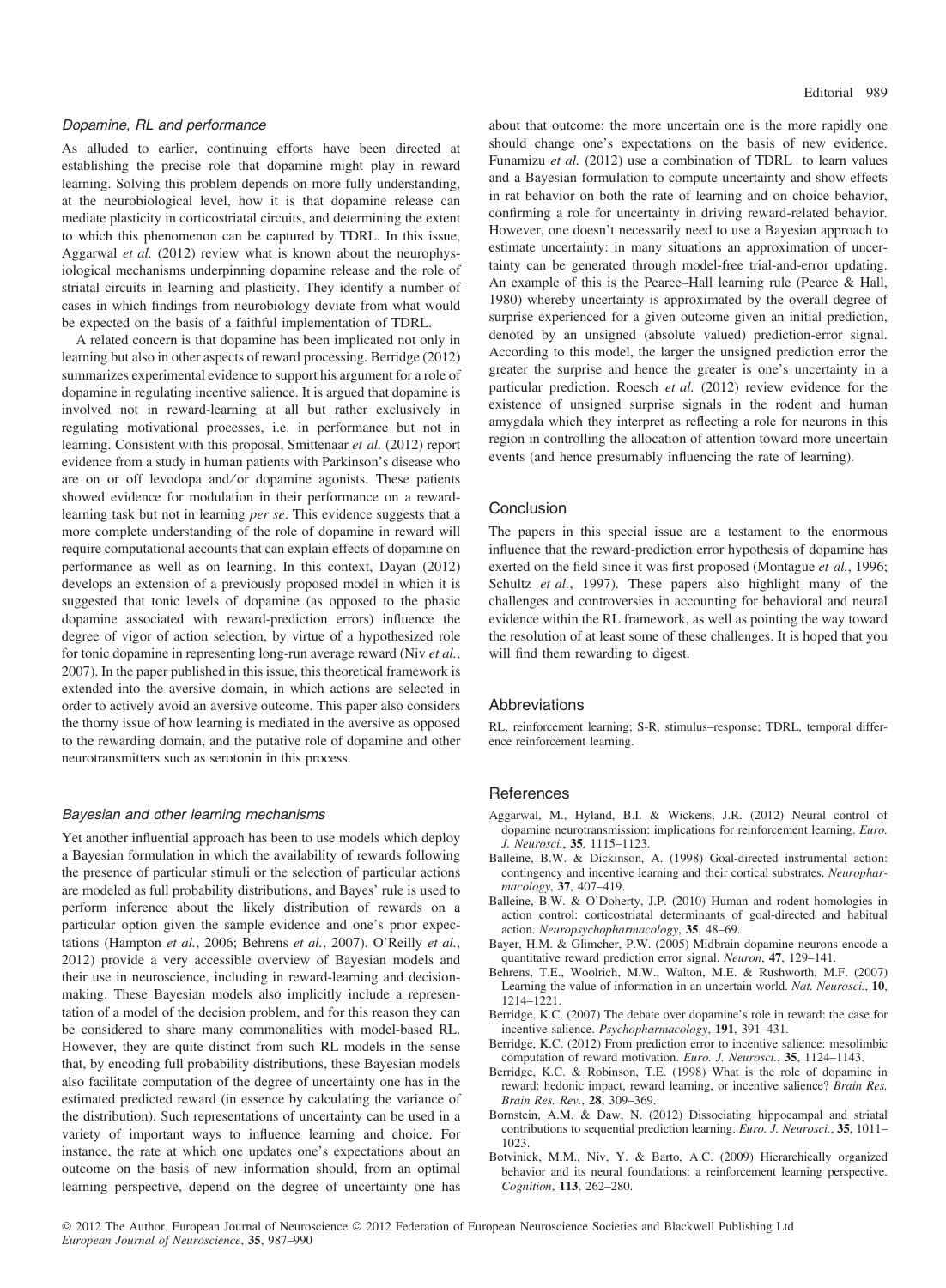### Dopamine, RL and performance

As alluded to earlier, continuing efforts have been directed at establishing the precise role that dopamine might play in reward learning. Solving this problem depends on more fully understanding, at the neurobiological level, how it is that dopamine release can mediate plasticity in corticostriatal circuits, and determining the extent to which this phenomenon can be captured by TDRL. In this issue, Aggarwal *et al.* (2012) review what is known about the neurophysiological mechanisms underpinning dopamine release and the role of striatal circuits in learning and plasticity. They identify a number of cases in which findings from neurobiology deviate from what would be expected on the basis of a faithful implementation of TDRL.

A related concern is that dopamine has been implicated not only in learning but also in other aspects of reward processing. Berridge (2012) summarizes experimental evidence to support his argument for a role of dopamine in regulating incentive salience. It is argued that dopamine is involved not in reward-learning at all but rather exclusively in regulating motivational processes, i.e. in performance but not in learning. Consistent with this proposal, Smittenaar *et al.* (2012) report evidence from a study in human patients with Parkinson's disease who are on or off levodopa and ⁄ or dopamine agonists. These patients showed evidence for modulation in their performance on a reward-learning task but not in learning *per se*. This evidence suggests that a more complete understanding of the role of dopamine in reward will require computational accounts that can explain effects of dopamine on performance as well as on learning. In this context, Dayan (2012) develops an extension of a previously proposed model in which it is suggested that tonic levels of dopamine (as opposed to the phasic dopamine associated with reward-prediction errors) influence the degree of vigor of action selection, by virtue of a hypothesized role for tonic dopamine in representing long-run average reward (Niv *et al.*, 2007). In the paper published in this issue, this theoretical framework is extended into the aversive domain, in which actions are selected in order to actively avoid an aversive outcome. This paper also considers the thorny issue of how learning is mediated in the aversive as opposed to the rewarding domain, and the putative role of dopamine and other neurotransmitters such as serotonin in this process.

### Bayesian and other learning mechanisms

Yet another influential approach has been to use models which deploy a Bayesian formulation in which the availability of rewards following the presence of particular stimuli or the selection of particular actions are modeled as full probability distributions, and Bayes' rule is used to perform inference about the likely distribution of rewards on a particular option given the sample evidence and one's prior expectations (Hampton *et al.*, 2006; Behrens *et al.*, 2007). O'Reilly *et al.*, 2012) provide a very accessible overview of Bayesian models and their use in neuroscience, including in reward-learning and decision-making. These Bayesian models also implicitly include a representation of a model of the decision problem, and for this reason they can be considered to share many commonalities with model-based RL. However, they are quite distinct from such RL models in the sense that, by encoding full probability distributions, these Bayesian models also facilitate computation of the degree of uncertainty one has in the estimated predicted reward (in essence by calculating the variance of the distribution). Such representations of uncertainty can be used in a variety of important ways to influence learning and choice. For instance, the rate at which one updates one's expectations about an outcome on the basis of new information should, from an optimal learning perspective, depend on the degree of uncertainty one has about that outcome: the more uncertain one is the more rapidly one should change one's expectations on the basis of new evidence. Funamizu *et al.* (2012) use a combination of TDRL to learn values and a Bayesian formulation to compute uncertainty and show effects in rat behavior on both the rate of learning and on choice behavior, confirming a role for uncertainty in driving reward-related behavior. However, one doesn't necessarily need to use a Bayesian approach to estimate uncertainty: in many situations an approximation of uncertainty can be generated through model-free trial-and-error updating. An example of this is the Pearce–Hall learning rule (Pearce & Hall, 1980) whereby uncertainty is approximated by the overall degree of surprise experienced for a given outcome given an initial prediction, denoted by an unsigned (absolute valued) prediction-error signal. According to this model, the larger the unsigned prediction error the greater the surprise and hence the greater is one's uncertainty in a particular prediction. Roesch *et al.* (2012) review evidence for the existence of unsigned surprise signals in the rodent and human amygdala which they interpret as reflecting a role for neurons in this region in controlling the allocation of attention toward more uncertain events (and hence presumably influencing the rate of learning).

## Conclusion

The papers in this special issue are a testament to the enormous influence that the reward-prediction error hypothesis of dopamine has exerted on the field since it was first proposed (Montague *et al.*, 1996; Schultz *et al.*, 1997). These papers also highlight many of the challenges and controversies in accounting for behavioral and neural evidence within the RL framework, as well as pointing the way toward the resolution of at least some of these challenges. It is hoped that you will find them rewarding to digest.

## Abbreviations

RL, reinforcement learning; S-R, stimulus–response; TDRL, temporal difference reinforcement learning.

## References

Aggarwal, M., Hyland, B.I. & Wickens, J.R. (2012) Neural control of dopamine neurotransmission: implications for reinforcement learning. *Euro. J. Neurosci.*, **35**, 1115–1123.

Balleine, B.W. & Dickinson, A. (1998) Goal-directed instrumental action: contingency and incentive learning and their cortical substrates. *Neuropharmacology*, **37**, 407–419.

Balleine, B.W. & O'Doherty, J.P. (2010) Human and rodent homologies in action control: corticostriatal determinants of goal-directed and habitual action. *Neuropsychopharmacology*, **35**, 48–69.

Bayer, H.M. & Glimcher, P.W. (2005) Midbrain dopamine neurons encode a quantitative reward prediction error signal. *Neuron*, **47**, 129–141.

Behrens, T.E., Woolrich, M.W., Walton, M.E. & Rushworth, M.F. (2007) Learning the value of information in an uncertain world. *Nat. Neurosci.*, **10**, 1214–1221.

Berridge, K.C. (2007) The debate over dopamine's role in reward: the case for incentive salience. *Psychopharmacology*, **191**, 391–431.

Berridge, K.C. (2012) From prediction error to incentive salience: mesolimbic computation of reward motivation. *Euro. J. Neurosci.*, **35**, 1124–1143.

Berridge, K.C. & Robinson, T.E. (1998) What is the role of dopamine in reward: hedonic impact, reward learning, or incentive salience? *Brain Res. Brain Res. Rev.*, **28**, 309–369.

Bornstein, A.M. & Daw, N. (2012) Dissociating hippocampal and striatal contributions to sequential prediction learning. *Euro. J. Neurosci.*, **35**, 1011–1023.

Botvinick, M.M., Niv, Y. & Barto, A.C. (2009) Hierarchically organized behavior and its neural foundations: a reinforcement learning perspective. *Cognition*, **113**, 262–280.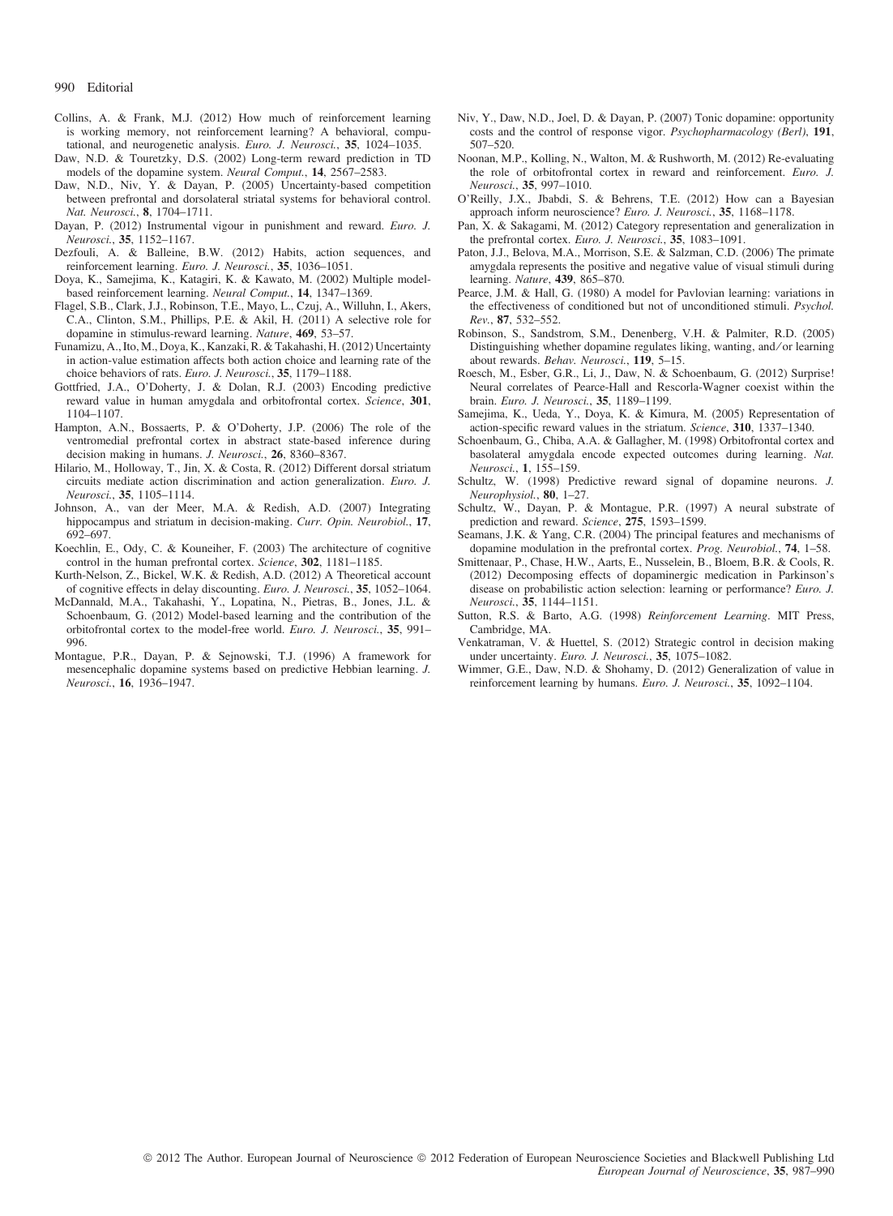Collins, A. & Frank, M.J. (2012) How much of reinforcement learning is working memory, not reinforcement learning? A behavioral, computational, and neurogenetic analysis. *Euro. J. Neurosci.*, **35**, 1024–1035.

Daw, N.D. & Touretzky, D.S. (2002) Long-term reward prediction in TD models of the dopamine system. *Neural Comput.*, **14**, 2567–2583.

Daw, N.D., Niv, Y. & Dayan, P. (2005) Uncertainty-based competition between prefrontal and dorsolateral striatal systems for behavioral control. *Nat. Neurosci.*, **8**, 1704–1711.

Dayan, P. (2012) Instrumental vigour in punishment and reward. *Euro. J. Neurosci.*, **35**, 1152–1167.

Dezfouli, A. & Balleine, B.W. (2012) Habits, action sequences, and reinforcement learning. *Euro. J. Neurosci.*, **35**, 1036–1051.

Doya, K., Samejima, K., Katagiri, K. & Kawato, M. (2002) Multiple model-based reinforcement learning. *Neural Comput.*, **14**, 1347–1369.

Flagel, S.B., Clark, J.J., Robinson, T.E., Mayo, L., Czuj, A., Willuhn, I., Akers, C.A., Clinton, S.M., Phillips, P.E. & Akil, H. (2011) A selective role for dopamine in stimulus-reward learning. *Nature*, **469**, 53–57.

Funamizu, A., Ito, M., Doya, K., Kanzaki, R. & Takahashi, H. (2012) Uncertainty in action-value estimation affects both action choice and learning rate of the choice behaviors of rats. *Euro. J. Neurosci.*, **35**, 1179–1188.

Gottfried, J.A., O'Doherty, J. & Dolan, R.J. (2003) Encoding predictive reward value in human amygdala and orbitofrontal cortex. *Science*, **301**, 1104–1107.

Hampton, A.N., Bossaerts, P. & O'Doherty, J.P. (2006) The role of the ventromedial prefrontal cortex in abstract state-based inference during decision making in humans. *J. Neurosci.*, **26**, 8360–8367.

Hilario, M., Holloway, T., Jin, X. & Costa, R. (2012) Different dorsal striatum circuits mediate action discrimination and action generalization. *Euro. J. Neurosci.*, **35**, 1105–1114.

Johnson, A., van der Meer, M.A. & Redish, A.D. (2007) Integrating hippocampus and striatum in decision-making. *Curr. Opin. Neurobiol.*, **17**, 692–697.

Koechlin, E., Ody, C. & Kouneiher, F. (2003) The architecture of cognitive control in the human prefrontal cortex. *Science*, **302**, 1181–1185.

Kurth-Nelson, Z., Bickel, W.K. & Redish, A.D. (2012) A Theoretical account of cognitive effects in delay discounting. *Euro. J. Neurosci.*, **35**, 1052–1064.

McDannald, M.A., Takahashi, Y., Lopatina, N., Pietras, B., Jones, J.L. & Schoenbaum, G. (2012) Model-based learning and the contribution of the orbitofrontal cortex to the model-free world. *Euro. J. Neurosci.*, **35**, 991–996.

Montague, P.R., Dayan, P. & Sejnowski, T.J. (1996) A framework for mesencephalic dopamine systems based on predictive Hebbian learning. *J. Neurosci.*, **16**, 1936–1947.

Niv, Y., Daw, N.D., Joel, D. & Dayan, P. (2007) Tonic dopamine: opportunity costs and the control of response vigor. *Psychopharmacology (Berl)*, **191**, 507–520.

Noonan, M.P., Kolling, N., Walton, M. & Rushworth, M. (2012) Re-evaluating the role of orbitofrontal cortex in reward and reinforcement. *Euro. J. Neurosci.*, **35**, 997–1010.

O'Reilly, J.X., Jbabdi, S. & Behrens, T.E. (2012) How can a Bayesian approach inform neuroscience? *Euro. J. Neurosci.*, **35**, 1168–1178.

Pan, X. & Sakagami, M. (2012) Category representation and generalization in the prefrontal cortex. *Euro. J. Neurosci.*, **35**, 1083–1091.

Paton, J.J., Belova, M.A., Morrison, S.E. & Salzman, C.D. (2006) The primate amygdala represents the positive and negative value of visual stimuli during learning. *Nature*, **439**, 865–870.

Pearce, J.M. & Hall, G. (1980) A model for Pavlovian learning: variations in the effectiveness of conditioned but not of unconditioned stimuli. *Psychol. Rev.*, **87**, 532–552.

Robinson, S., Sandstrom, S.M., Denenberg, V.H. & Palmiter, R.D. (2005) Distinguishing whether dopamine regulates liking, wanting, and/or learning about rewards. *Behav. Neurosci.*, **119**, 5–15.

Roesch, M., Esber, G.R., Li, J., Daw, N. & Schoenbaum, G. (2012) Surprise! Neural correlates of Pearce-Hall and Rescorla-Wagner coexist within the brain. *Euro. J. Neurosci.*, **35**, 1189–1199.

Samejima, K., Ueda, Y., Doya, K. & Kimura, M. (2005) Representation of action-specific reward values in the striatum. *Science*, **310**, 1337–1340.

Schoenbaum, G., Chiba, A.A. & Gallagher, M. (1998) Orbitofrontal cortex and basolateral amygdala encode expected outcomes during learning. *Nat. Neurosci.*, **1**, 155–159.

Schultz, W. (1998) Predictive reward signal of dopamine neurons. *J. Neurophysiol.*, **80**, 1–27.

Schultz, W., Dayan, P. & Montague, P.R. (1997) A neural substrate of prediction and reward. *Science*, **275**, 1593–1599.

Seamans, J.K. & Yang, C.R. (2004) The principal features and mechanisms of dopamine modulation in the prefrontal cortex. *Prog. Neurobiol.*, **74**, 1–58.

Smittenaar, P., Chase, H.W., Aarts, E., Nusselein, B., Bloem, B.R. & Cools, R. (2012) Decomposing effects of dopaminergic medication in Parkinson's disease on probabilistic action selection: learning or performance? *Euro. J. Neurosci.*, **35**, 1144–1151.

Sutton, R.S. & Barto, A.G. (1998) *Reinforcement Learning*. MIT Press, Cambridge, MA.

Venkatraman, V. & Huettel, S. (2012) Strategic control in decision making under uncertainty. *Euro. J. Neurosci.*, **35**, 1075–1082.

Wimmer, G.E., Daw, N.D. & Shohamy, D. (2012) Generalization of value in reinforcement learning by humans. *Euro. J. Neurosci.*, **35**, 1092–1104.